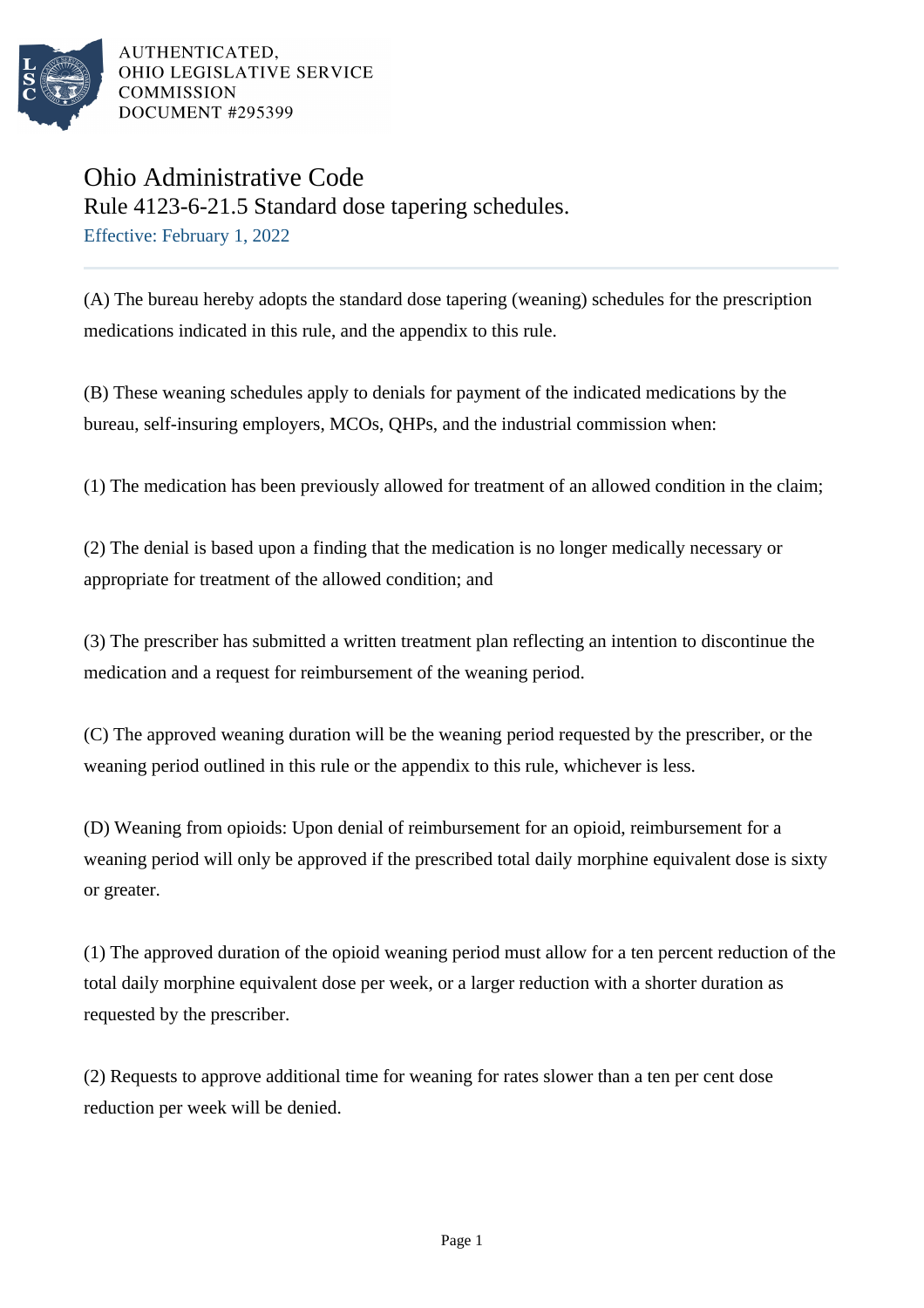AUTHENTICATED,
OHIO LEGISLATIVE SERVICE
COMMISSION
DOCUMENT #295399

# Ohio Administrative Code

## Rule 4123-6-21.5 Standard dose tapering schedules.

Effective: February 1, 2022

(A) The bureau hereby adopts the standard dose tapering (weaning) schedules for the prescription medications indicated in this rule, and the appendix to this rule.

(B) These weaning schedules apply to denials for payment of the indicated medications by the bureau, self-insuring employers, MCOs, QHPs, and the industrial commission when:

(1) The medication has been previously allowed for treatment of an allowed condition in the claim;

(2) The denial is based upon a finding that the medication is no longer medically necessary or appropriate for treatment of the allowed condition; and

(3) The prescriber has submitted a written treatment plan reflecting an intention to discontinue the medication and a request for reimbursement of the weaning period.

(C) The approved weaning duration will be the weaning period requested by the prescriber, or the weaning period outlined in this rule or the appendix to this rule, whichever is less.

(D) Weaning from opioids: Upon denial of reimbursement for an opioid, reimbursement for a weaning period will only be approved if the prescribed total daily morphine equivalent dose is sixty or greater.

(1) The approved duration of the opioid weaning period must allow for a ten percent reduction of the total daily morphine equivalent dose per week, or a larger reduction with a shorter duration as requested by the prescriber.

(2) Requests to approve additional time for weaning for rates slower than a ten per cent dose reduction per week will be denied.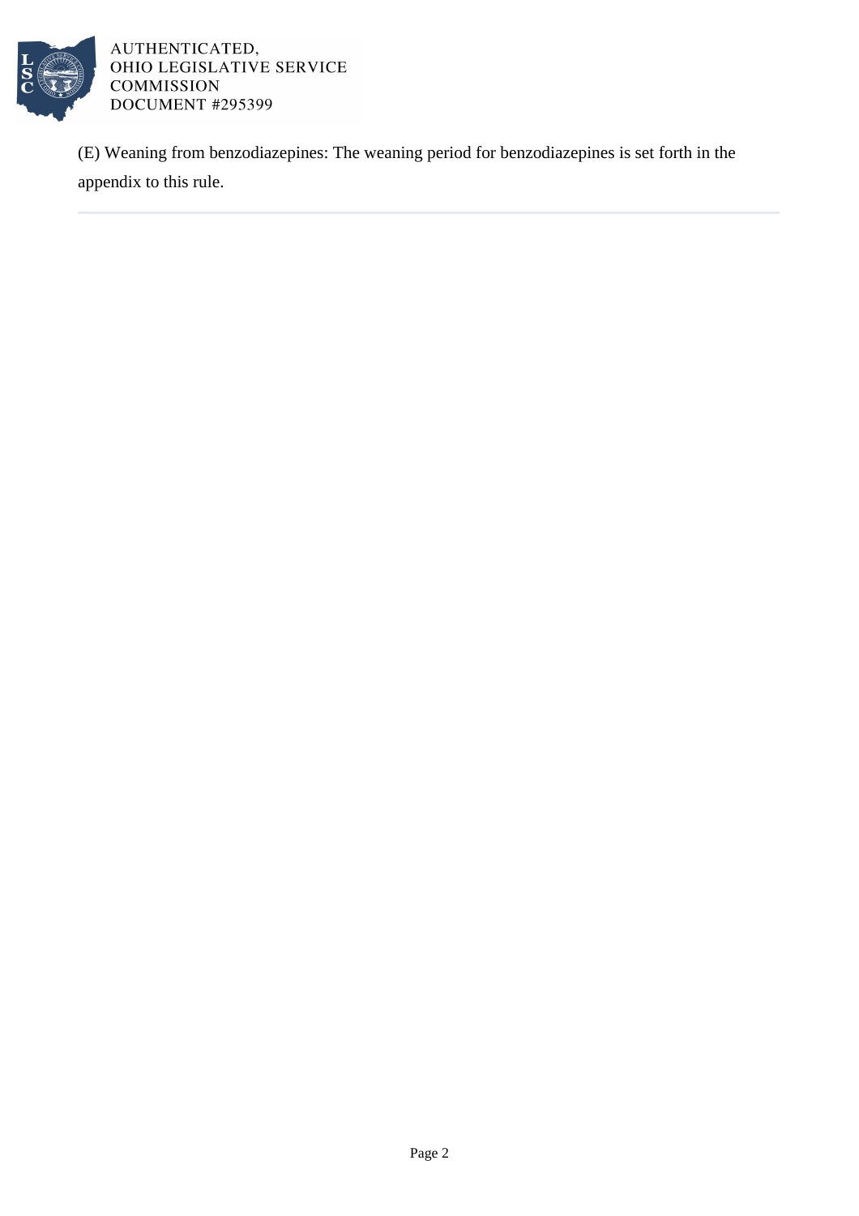(E) Weaning from benzodiazepines: The weaning period for benzodiazepines is set forth in the appendix to this rule.